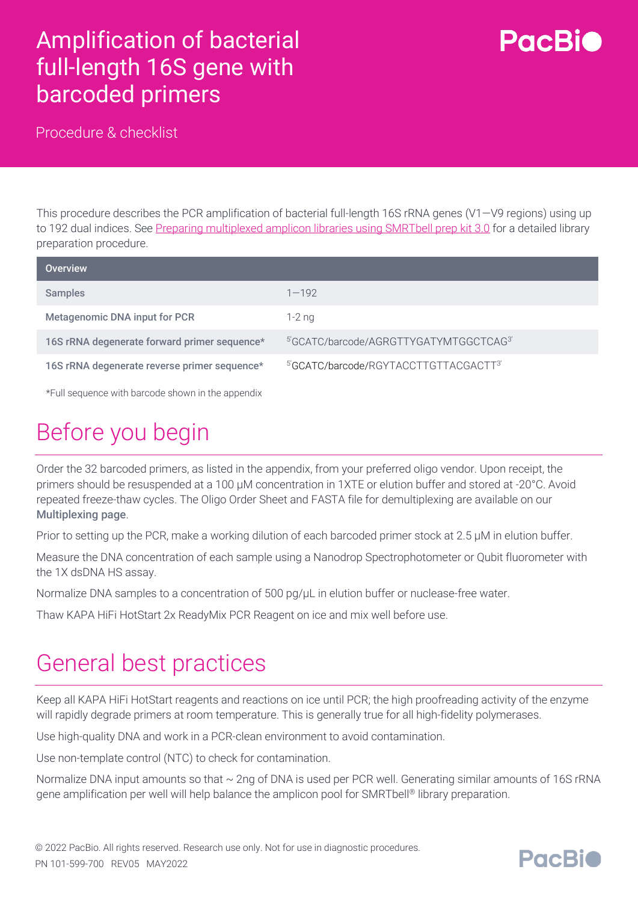# Amplification of bacterial full-length 16S gene with barcoded primers

Procedure & checklist

This procedure describes the PCR amplification of bacterial full-length 16S rRNA genes (V1—V9 regions) using up to 192 dual indices. See Preparing multiplexed amplicon libraries using SMRTbell prep kit 3.0 for a detailed library preparation procedure.

| Overview | |
|---|---|
| Samples | 1—192 |
| Metagenomic DNA input for PCR | 1-2 ng |
| 16S rRNA degenerate forward primer sequence* | 5'GCATC/barcode/AGRGTTYGATYMTGGCTCAG3' |
| 16S rRNA degenerate reverse primer sequence* | 5'GCATC/barcode/RGYTACCTTGTTACGACTT3' |

*Full sequence with barcode shown in the appendix

## Before you begin

Order the 32 barcoded primers, as listed in the appendix, from your preferred oligo vendor. Upon receipt, the primers should be resuspended at a 100 µM concentration in 1XTE or elution buffer and stored at -20°C. Avoid repeated freeze-thaw cycles. The Oligo Order Sheet and FASTA file for demultiplexing are available on our **Multiplexing page**.

Prior to setting up the PCR, make a working dilution of each barcoded primer stock at 2.5 µM in elution buffer.

Measure the DNA concentration of each sample using a Nanodrop Spectrophotometer or Qubit fluorometer with the 1X dsDNA HS assay.

Normalize DNA samples to a concentration of 500 pg/µL in elution buffer or nuclease-free water.

Thaw KAPA HiFi HotStart 2x ReadyMix PCR Reagent on ice and mix well before use.

## General best practices

Keep all KAPA HiFi HotStart reagents and reactions on ice until PCR; the high proofreading activity of the enzyme will rapidly degrade primers at room temperature. This is generally true for all high-fidelity polymerases.

Use high-quality DNA and work in a PCR-clean environment to avoid contamination.

Use non-template control (NTC) to check for contamination.

Normalize DNA input amounts so that ~ 2ng of DNA is used per PCR well. Generating similar amounts of 16S rRNA gene amplification per well will help balance the amplicon pool for SMRTbell® library preparation.

© 2022 PacBio. All rights reserved. Research use only. Not for use in diagnostic procedures.
PN 101-599-700 REV05 MAY2022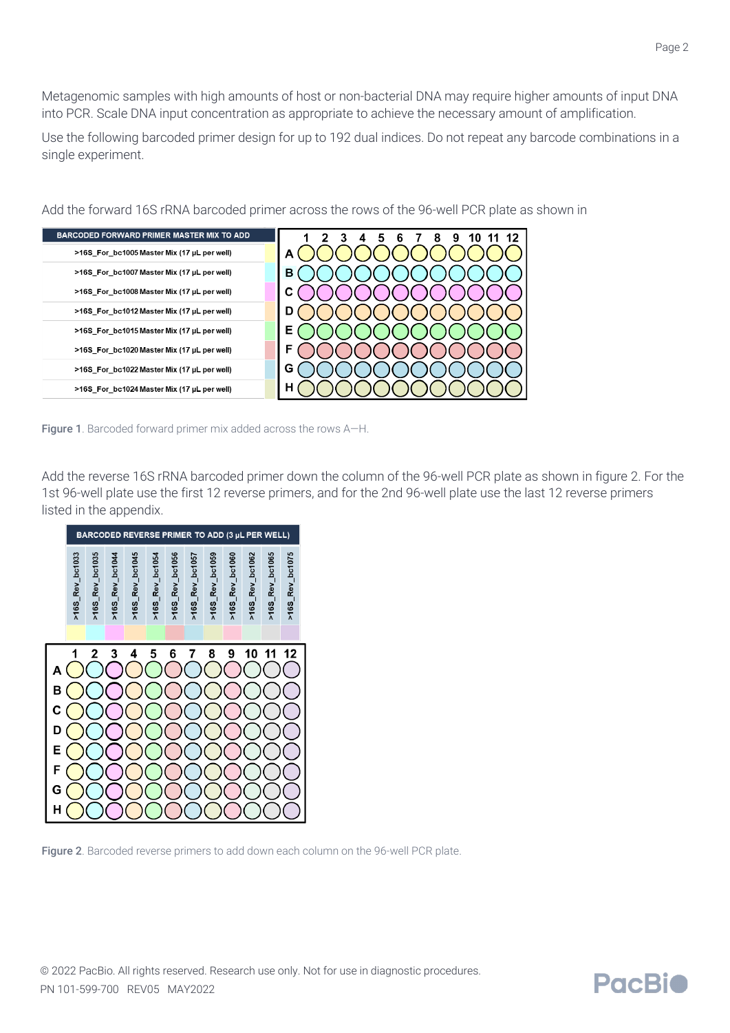Metagenomic samples with high amounts of host or non-bacterial DNA may require higher amounts of input DNA into PCR. Scale DNA input concentration as appropriate to achieve the necessary amount of amplification.

Use the following barcoded primer design for up to 192 dual indices. Do not repeat any barcode combinations in a single experiment.

Add the forward 16S rRNA barcoded primer across the rows of the 96-well PCR plate as shown in

| BARCODED FORWARD PRIMER MASTER MIX TO ADD | Row |
| --- | --- |
| >16S_For_bc1005 Master Mix (17 µL per well) | A |
| >16S_For_bc1007 Master Mix (17 µL per well) | B |
| >16S_For_bc1008 Master Mix (17 µL per well) | C |
| >16S_For_bc1012 Master Mix (17 µL per well) | D |
| >16S_For_bc1015 Master Mix (17 µL per well) | E |
| >16S_For_bc1020 Master Mix (17 µL per well) | F |
| >16S_For_bc1022 Master Mix (17 µL per well) | G |
| >16S_For_bc1024 Master Mix (17 µL per well) | H |

**Figure 1**. Barcoded forward primer mix added across the rows A—H.

Add the reverse 16S rRNA barcoded primer down the column of the 96-well PCR plate as shown in figure 2. For the 1st 96-well plate use the first 12 reverse primers, and for the 2nd 96-well plate use the last 12 reverse primers listed in the appendix.

| BARCODED REVERSE PRIMER TO ADD (3 µL PER WELL) | | | | | | | | | | | |
| --- | --- | --- | --- | --- | --- | --- | --- | --- | --- | --- | --- |
| >16S_Rev_bc1033 | >16S_Rev_bc1035 | >16S_Rev_bc1044 | >16S_Rev_bc1045 | >16S_Rev_bc1054 | >16S_Rev_bc1056 | >16S_Rev_bc1057 | >16S_Rev_bc1059 | >16S_Rev_bc1060 | >16S_Rev_bc1062 | >16S_Rev_bc1065 | >16S_Rev_bc1075 |
| 1 | 2 | 3 | 4 | 5 | 6 | 7 | 8 | 9 | 10 | 11 | 12 |

**Figure 2**. Barcoded reverse primers to add down each column on the 96-well PCR plate.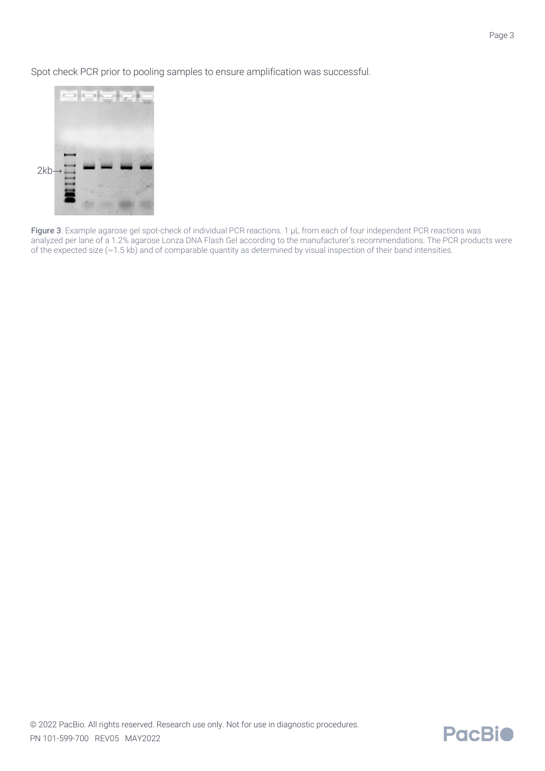Spot check PCR prior to pooling samples to ensure amplification was successful.

2kb→

**Figure 3**. Example agarose gel spot-check of individual PCR reactions. 1 µL from each of four independent PCR reactions was analyzed per lane of a 1.2% agarose Lonza DNA Flash Gel according to the manufacturer's recommendations. The PCR products were of the expected size (~1.5 kb) and of comparable quantity as determined by visual inspection of their band intensities.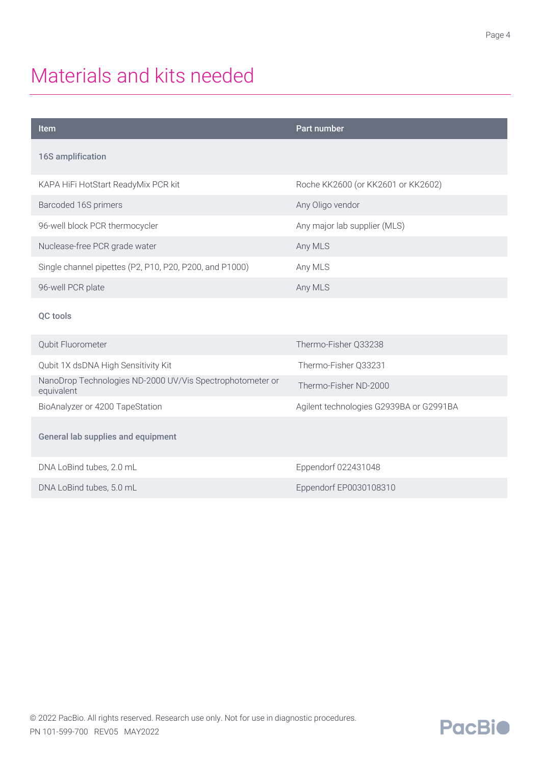# Materials and kits needed

| Item | Part number |
|---|---|
| **16S amplification** | |
| KAPA HiFi HotStart ReadyMix PCR kit | Roche KK2600 (or KK2601 or KK2602) |
| Barcoded 16S primers | Any Oligo vendor |
| 96-well block PCR thermocycler | Any major lab supplier (MLS) |
| Nuclease-free PCR grade water | Any MLS |
| Single channel pipettes (P2, P10, P20, P200, and P1000) | Any MLS |
| 96-well PCR plate | Any MLS |
| **QC tools** | |
| Qubit Fluorometer | Thermo-Fisher Q33238 |
| Qubit 1X dsDNA High Sensitivity Kit | Thermo-Fisher Q33231 |
| NanoDrop Technologies ND-2000 UV/Vis Spectrophotometer or equivalent | Thermo-Fisher ND-2000 |
| BioAnalyzer or 4200 TapeStation | Agilent technologies G2939BA or G2991BA |
| **General lab supplies and equipment** | |
| DNA LoBind tubes, 2.0 mL | Eppendorf 022431048 |
| DNA LoBind tubes, 5.0 mL | Eppendorf EP0030108310 |

© 2022 PacBio. All rights reserved. Research use only. Not for use in diagnostic procedures.
PN 101-599-700 REV05 MAY2022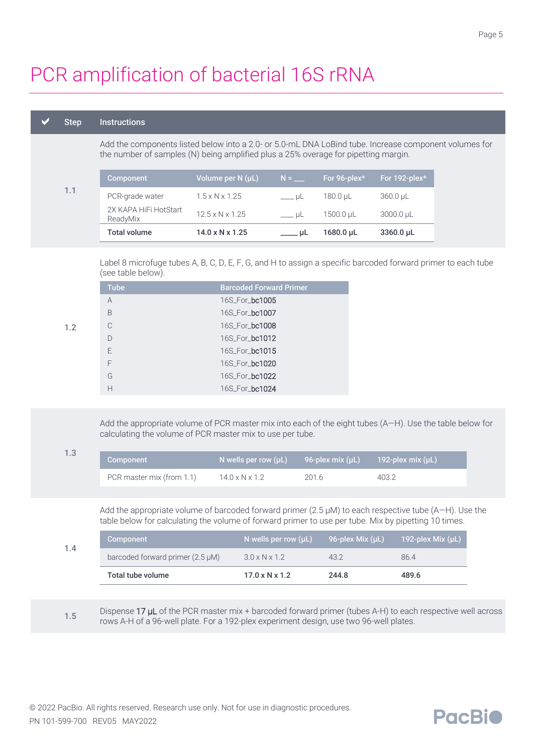# PCR amplification of bacterial 16S rRNA

| ✔ | Step | Instructions |
|---|---|---|
| | 1.1 | Add the components listed below into a 2.0- or 5.0-mL DNA LoBind tube. Increase component volumes for the number of samples (N) being amplified plus a 25% overage for pipetting margin. |

| Component | Volume per N (µL) | N = ___ | For 96-plex* | For 192-plex* |
|---|---|---|---|---|
| PCR-grade water | 1.5 x N x 1.25 | ___ µL | 180.0 µL | 360.0 µL |
| 2X KAPA HiFi HotStart ReadyMix | 12.5 x N x 1.25 | ___ µL | 1500.0 µL | 3000.0 µL |
| **Total volume** | **14.0 x N x 1.25** | **___ µL** | **1680.0 µL** | **3360.0 µL** |

**1.2** Label 8 microfuge tubes A, B, C, D, E, F, G, and H to assign a specific barcoded forward primer to each tube (see table below).

| Tube | Barcoded Forward Primer |
|---|---|
| A | 16S_For_bc1005 |
| B | 16S_For_bc1007 |
| C | 16S_For_bc1008 |
| D | 16S_For_bc1012 |
| E | 16S_For_bc1015 |
| F | 16S_For_bc1020 |
| G | 16S_For_bc1022 |
| H | 16S_For_bc1024 |

**1.3** Add the appropriate volume of PCR master mix into each of the eight tubes (A—H). Use the table below for calculating the volume of PCR master mix to use per tube.

| Component | N wells per row (µL) | 96-plex mix (µL) | 192-plex mix (µL) |
|---|---|---|---|
| PCR master mix (from 1.1) | 14.0 x N x 1.2 | 201.6 | 403.2 |

**1.4** Add the appropriate volume of barcoded forward primer (2.5 µM) to each respective tube (A—H). Use the table below for calculating the volume of forward primer to use per tube. Mix by pipetting 10 times.

| Component | N wells per row (µL) | 96-plex Mix (µL) | 192-plex Mix (µL) |
|---|---|---|---|
| barcoded forward primer (2.5 µM) | 3.0 x N x 1.2 | 43.2 | 86.4 |
| **Total tube volume** | **17.0 x N x 1.2** | **244.8** | **489.6** |

**1.5** Dispense 17 µL of the PCR master mix + barcoded forward primer (tubes A-H) to each respective well across rows A-H of a 96-well plate. For a 192-plex experiment design, use two 96-well plates.

© 2022 PacBio. All rights reserved. Research use only. Not for use in diagnostic procedures.
PN 101-599-700 REV05 MAY2022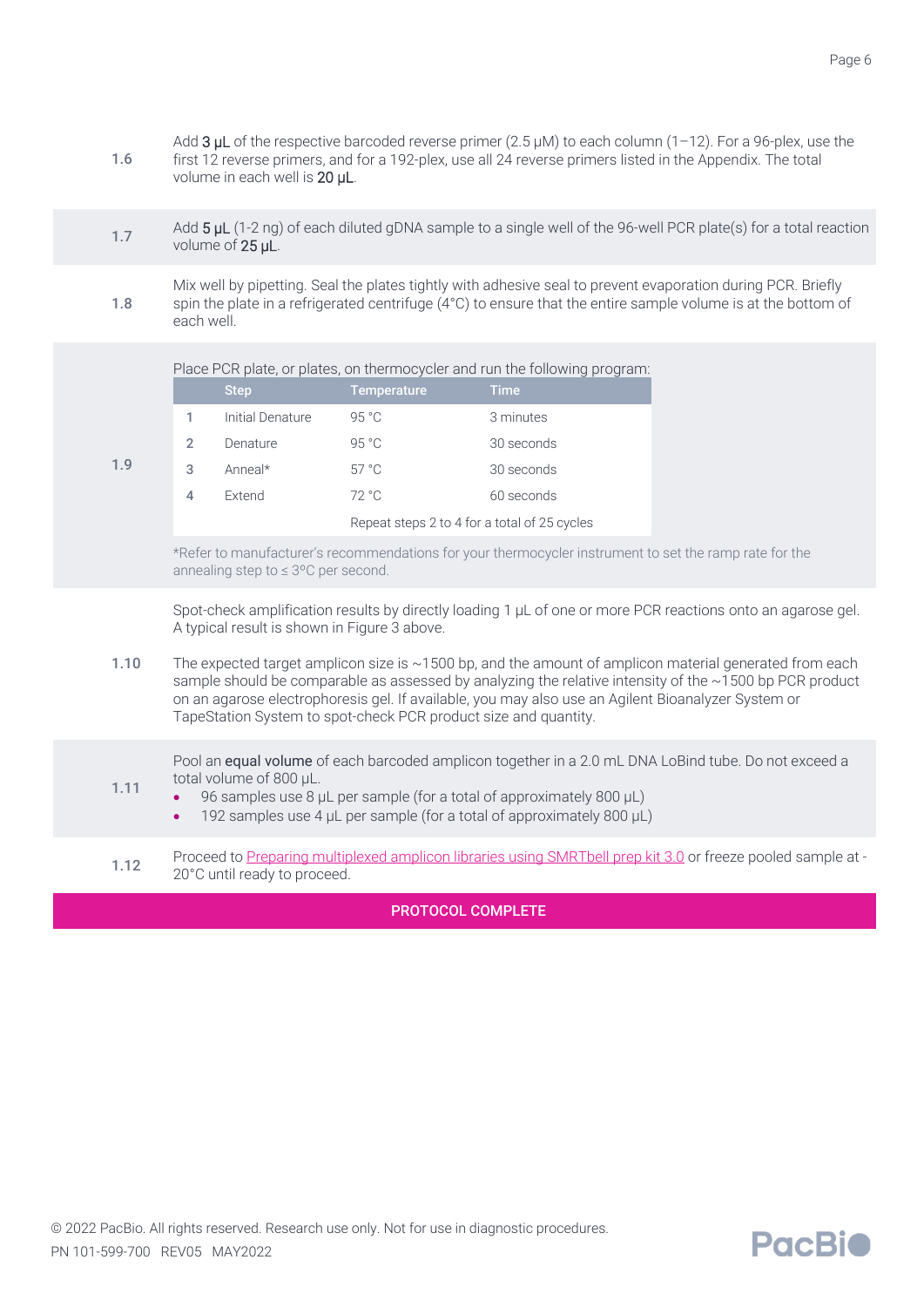| Step | |
|---|---|
| 1.6 | Add **3 µL** of the respective barcoded reverse primer (2.5 µM) to each column (1–12). For a 96-plex, use the first 12 reverse primers, and for a 192-plex, use all 24 reverse primers listed in the Appendix. The total volume in each well is **20 µL**. |
| 1.7 | Add **5 µL** (1-2 ng) of each diluted gDNA sample to a single well of the 96-well PCR plate(s) for a total reaction volume of **25 µL**. |
| 1.8 | Mix well by pipetting. Seal the plates tightly with adhesive seal to prevent evaporation during PCR. Briefly spin the plate in a refrigerated centrifuge (4°C) to ensure that the entire sample volume is at the bottom of each well. |

**1.9** Place PCR plate, or plates, on thermocycler and run the following program:

| | Step | Temperature | Time |
|---|---|---|---|
| 1 | Initial Denature | 95 °C | 3 minutes |
| 2 | Denature | 95 °C | 30 seconds |
| 3 | Anneal* | 57 °C | 30 seconds |
| 4 | Extend | 72 °C | 60 seconds |
| | | Repeat steps 2 to 4 for a total of 25 cycles | |

*Refer to manufacturer's recommendations for your thermocycler instrument to set the ramp rate for the annealing step to ≤ 3°C per second.

**1.10** Spot-check amplification results by directly loading 1 µL of one or more PCR reactions onto an agarose gel. A typical result is shown in Figure 3 above.

The expected target amplicon size is ~1500 bp, and the amount of amplicon material generated from each sample should be comparable as assessed by analyzing the relative intensity of the ~1500 bp PCR product on an agarose electrophoresis gel. If available, you may also use an Agilent Bioanalyzer System or TapeStation System to spot-check PCR product size and quantity.

**1.11** Pool an **equal volume** of each barcoded amplicon together in a 2.0 mL DNA LoBind tube. Do not exceed a total volume of 800 µL.

- 96 samples use 8 µL per sample (for a total of approximately 800 µL)
- 192 samples use 4 µL per sample (for a total of approximately 800 µL)

**1.12** Proceed to Preparing multiplexed amplicon libraries using SMRTbell prep kit 3.0 or freeze pooled sample at -20°C until ready to proceed.

**PROTOCOL COMPLETE**

© 2022 PacBio. All rights reserved. Research use only. Not for use in diagnostic procedures.
PN 101-599-700 REV05 MAY2022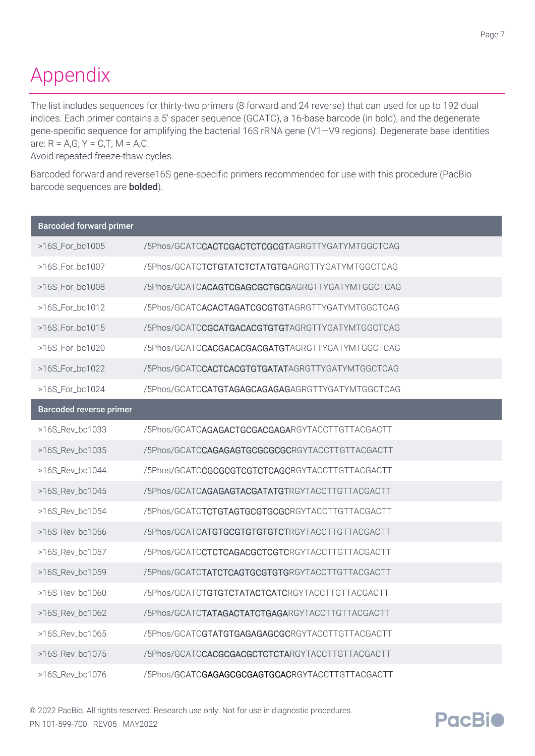# Appendix

The list includes sequences for thirty-two primers (8 forward and 24 reverse) that can used for up to 192 dual indices. Each primer contains a 5' spacer sequence (GCATC), a 16-base barcode (in bold), and the degenerate gene-specific sequence for amplifying the bacterial 16S rRNA gene (V1—V9 regions). Degenerate base identities are: R = A,G; Y = C,T; M = A,C.
Avoid repeated freeze-thaw cycles.

Barcoded forward and reverse16S gene-specific primers recommended for use with this procedure (PacBio barcode sequences are **bolded**).

| Barcoded forward primer | |
|---|---|
| >16S_For_bc1005 | /5Phos/GCATC**CACTCGACTCTCGCGT**AGRGTTYGATYMTGGCTCAG |
| >16S_For_bc1007 | /5Phos/GCATC**TCTGTATCTCTATGTG**AGRGTTYGATYMTGGCTCAG |
| >16S_For_bc1008 | /5Phos/GCATC**ACAGTCGAGCGCTGCG**AGRGTTYGATYMTGGCTCAG |
| >16S_For_bc1012 | /5Phos/GCATC**ACACTAGATCGCGTGT**AGRGTTYGATYMTGGCTCAG |
| >16S_For_bc1015 | /5Phos/GCATC**CGCATGACACGTGTGT**AGRGTTYGATYMTGGCTCAG |
| >16S_For_bc1020 | /5Phos/GCATC**CACGACACGACGATGT**AGRGTTYGATYMTGGCTCAG |
| >16S_For_bc1022 | /5Phos/GCATC**CACTCACGTGTGATAT**AGRGTTYGATYMTGGCTCAG |
| >16S_For_bc1024 | /5Phos/GCATC**CATGTAGAGCAGAGAG**AGRGTTYGATYMTGGCTCAG |
| **Barcoded reverse primer** | |
| >16S_Rev_bc1033 | /5Phos/GCATC**AGAGACTGCGACGAGA**RGYTACCTTGTTACGACTT |
| >16S_Rev_bc1035 | /5Phos/GCATC**CAGAGAGTGCGCGCGC**RGYTACCTTGTTACGACTT |
| >16S_Rev_bc1044 | /5Phos/GCATC**CGCGCGTCGTCTCAGC**RGYTACCTTGTTACGACTT |
| >16S_Rev_bc1045 | /5Phos/GCATC**AGAGAGTACGATATGT**RGYTACCTTGTTACGACTT |
| >16S_Rev_bc1054 | /5Phos/GCATC**TCTGTAGTGCGTGCGC**RGYTACCTTGTTACGACTT |
| >16S_Rev_bc1056 | /5Phos/GCATC**ATGTGCGTGTGTGTCT**RGYTACCTTGTTACGACTT |
| >16S_Rev_bc1057 | /5Phos/GCATC**CTCTCAGACGCTCGTC**RGYTACCTTGTTACGACTT |
| >16S_Rev_bc1059 | /5Phos/GCATC**TATCTCAGTGCGTGTG**RGYTACCTTGTTACGACTT |
| >16S_Rev_bc1060 | /5Phos/GCATC**TGTGTCTATACTCATC**RGYTACCTTGTTACGACTT |
| >16S_Rev_bc1062 | /5Phos/GCATC**TATAGACTATCTGAGA**RGYTACCTTGTTACGACTT |
| >16S_Rev_bc1065 | /5Phos/GCATC**GTATGTGAGAGAGCGC**RGYTACCTTGTTACGACTT |
| >16S_Rev_bc1075 | /5Phos/GCATC**CACGCGACGCTCTCTA**RGYTACCTTGTTACGACTT |
| >16S_Rev_bc1076 | /5Phos/GCATC**GAGAGCGCGAGTGCAC**RGYTACCTTGTTACGACTT |

© 2022 PacBio. All rights reserved. Research use only. Not for use in diagnostic procedures.
PN 101-599-700 REV05 MAY2022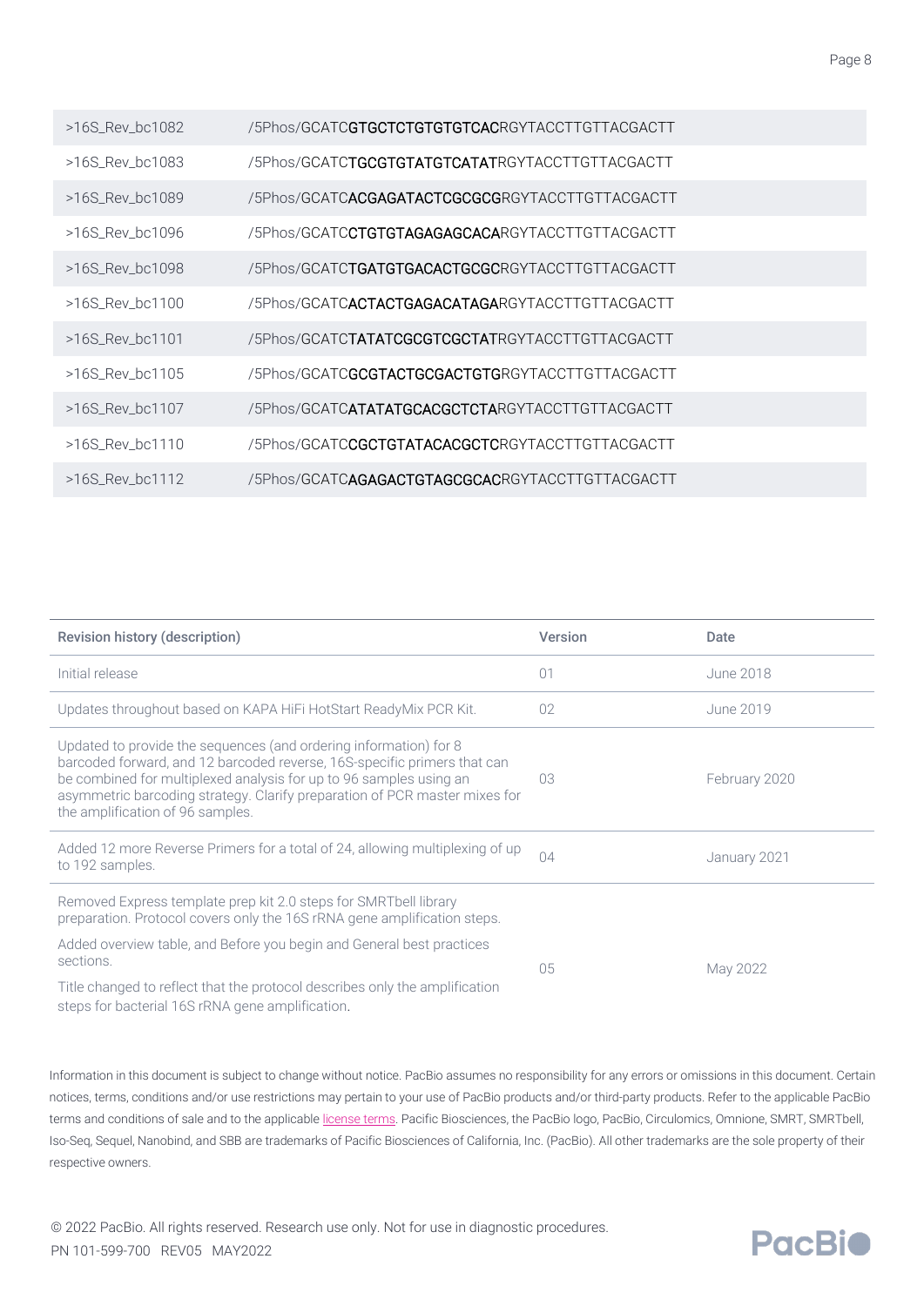| | |
|---|---|
| >16S_Rev_bc1082 | /5Phos/GCATC**GTGCTCTGTGTGTCAC**RGYTACCTTGTTACGACTT |
| >16S_Rev_bc1083 | /5Phos/GCATC**TGCGTGTATGTCATAT**RGYTACCTTGTTACGACTT |
| >16S_Rev_bc1089 | /5Phos/GCATC**ACGAGATACTCGCGCG**RGYTACCTTGTTACGACTT |
| >16S_Rev_bc1096 | /5Phos/GCATC**CTGTGTAGAGAGCACA**RGYTACCTTGTTACGACTT |
| >16S_Rev_bc1098 | /5Phos/GCATC**TGATGTGACACTGCGC**RGYTACCTTGTTACGACTT |
| >16S_Rev_bc1100 | /5Phos/GCATC**ACTACTGAGACATAGA**RGYTACCTTGTTACGACTT |
| >16S_Rev_bc1101 | /5Phos/GCATC**TATATCGCGTCGCTAT**RGYTACCTTGTTACGACTT |
| >16S_Rev_bc1105 | /5Phos/GCATC**GCGTACTGCGACTGTG**RGYTACCTTGTTACGACTT |
| >16S_Rev_bc1107 | /5Phos/GCATC**ATATATGCACGCTCTA**RGYTACCTTGTTACGACTT |
| >16S_Rev_bc1110 | /5Phos/GCATC**CGCTGTATACACGCTC**RGYTACCTTGTTACGACTT |
| >16S_Rev_bc1112 | /5Phos/GCATC**AGAGACTGTAGCGCAC**RGYTACCTTGTTACGACTT |

| Revision history (description) | Version | Date |
|---|---|---|
| Initial release | 01 | June 2018 |
| Updates throughout based on KAPA HiFi HotStart ReadyMix PCR Kit. | 02 | June 2019 |
| Updated to provide the sequences (and ordering information) for 8 barcoded forward, and 12 barcoded reverse, 16S-specific primers that can be combined for multiplexed analysis for up to 96 samples using an asymmetric barcoding strategy. Clarify preparation of PCR master mixes for the amplification of 96 samples. | 03 | February 2020 |
| Added 12 more Reverse Primers for a total of 24, allowing multiplexing of up to 192 samples. | 04 | January 2021 |
| Removed Express template prep kit 2.0 steps for SMRTbell library preparation. Protocol covers only the 16S rRNA gene amplification steps. Added overview table, and Before you begin and General best practices sections. Title changed to reflect that the protocol describes only the amplification steps for bacterial 16S rRNA gene amplification. | 05 | May 2022 |

Information in this document is subject to change without notice. PacBio assumes no responsibility for any errors or omissions in this document. Certain notices, terms, conditions and/or use restrictions may pertain to your use of PacBio products and/or third-party products. Refer to the applicable PacBio terms and conditions of sale and to the applicable license terms. Pacific Biosciences, the PacBio logo, PacBio, Circulomics, Omnione, SMRT, SMRTbell, Iso-Seq, Sequel, Nanobind, and SBB are trademarks of Pacific Biosciences of California, Inc. (PacBio). All other trademarks are the sole property of their respective owners.

© 2022 PacBio. All rights reserved. Research use only. Not for use in diagnostic procedures.
PN 101-599-700 REV05 MAY2022